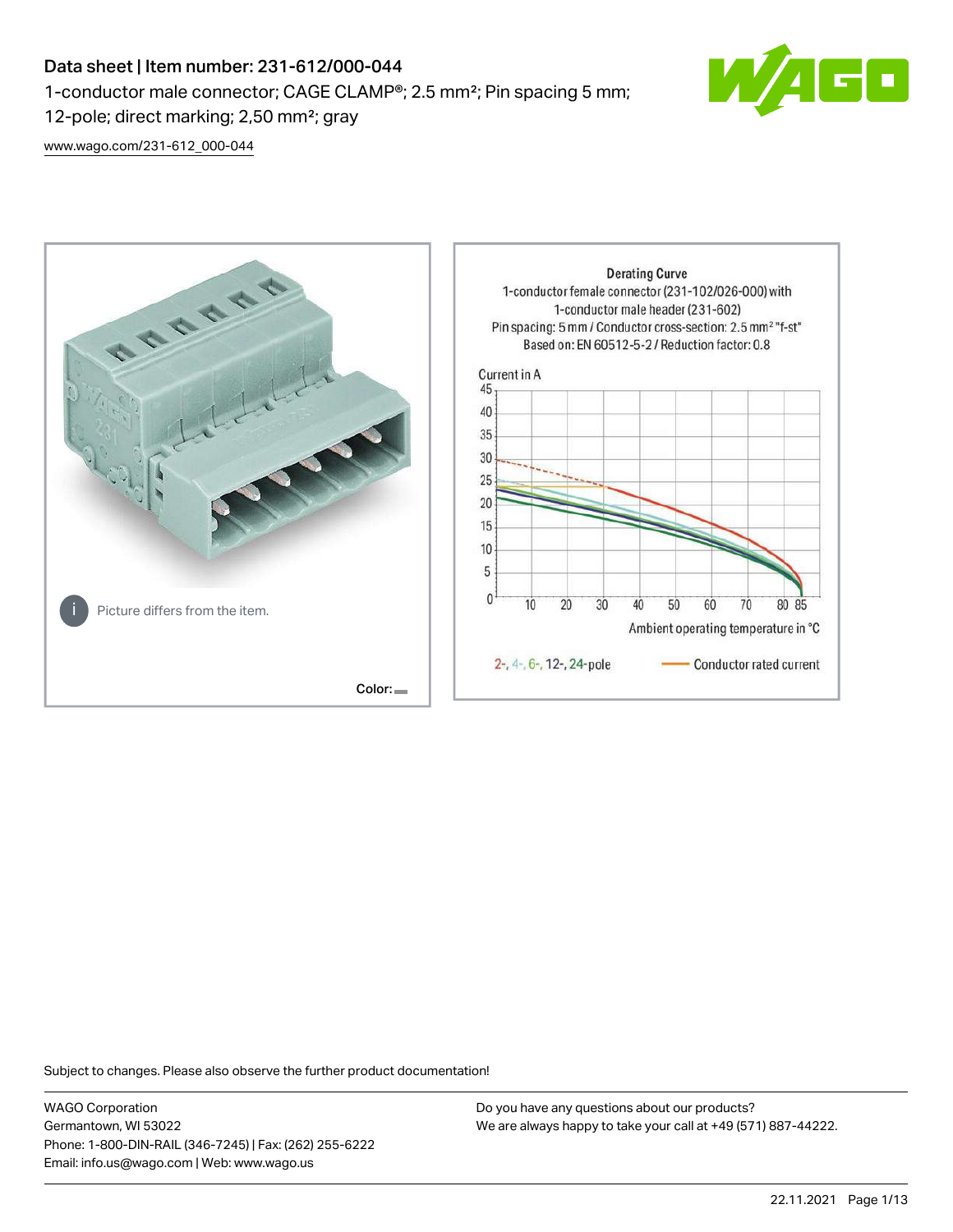# Data sheet | Item number: 231-612/000-044

1-conductor male connector; CAGE CLAMP®; 2.5 mm²; Pin spacing 5 mm; 12-pole; direct marking; 2,50 mm²; gray

[www.wago.com/231-612_000-044](www.wago.com/231-612_000-044)

Picture differs from the item.

Color:

Derating Curve
1-conductor female connector (231-102/026-000) with 1-conductor male header (231-602)
Pin spacing: 5 mm / Conductor cross-section: 2.5 mm² "f-st"
Based on: EN 60512-5-2 / Reduction factor: 0.8

Current in A

Ambient operating temperature in °C

2-, 4-, 6-, 12-, 24-pole — Conductor rated current

Subject to changes. Please also observe the further product documentation!

WAGO Corporation
Germantown, WI 53022
Phone: 1-800-DIN-RAIL (346-7245) | Fax: (262) 255-6222
Email: info.us@wago.com | Web: www.wago.us

Do you have any questions about our products?
We are always happy to take your call at +49 (571) 887-44222.

22.11.2021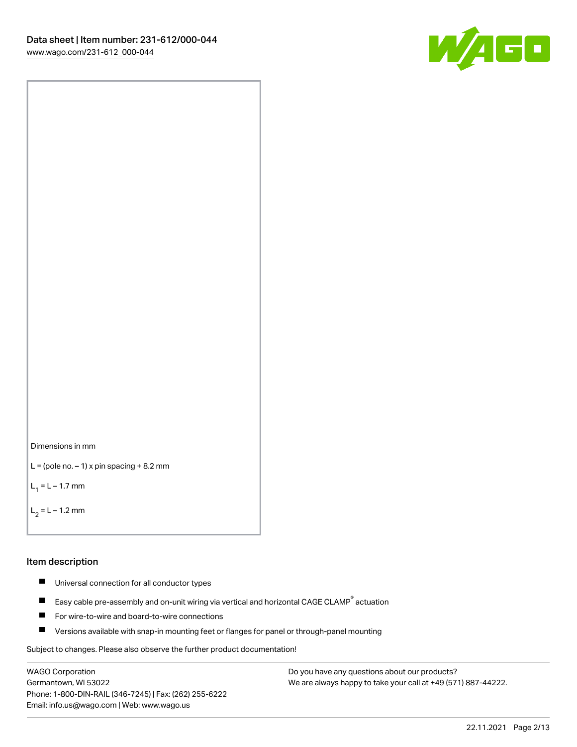Dimensions in mm

L = (pole no. – 1) x pin spacing + 8.2 mm

$L_1$ = L – 1.7 mm

$L_2$ = L – 1.2 mm

## Item description

- Universal connection for all conductor types
- Easy cable pre-assembly and on-unit wiring via vertical and horizontal CAGE CLAMP® actuation
- For wire-to-wire and board-to-wire connections
- Versions available with snap-in mounting feet or flanges for panel or through-panel mounting

Subject to changes. Please also observe the further product documentation!

WAGO Corporation
Germantown, WI 53022
Phone: 1-800-DIN-RAIL (346-7245) | Fax: (262) 255-6222
Email: info.us@wago.com | Web: www.wago.us

Do you have any questions about our products?
We are always happy to take your call at +49 (571) 887-44222.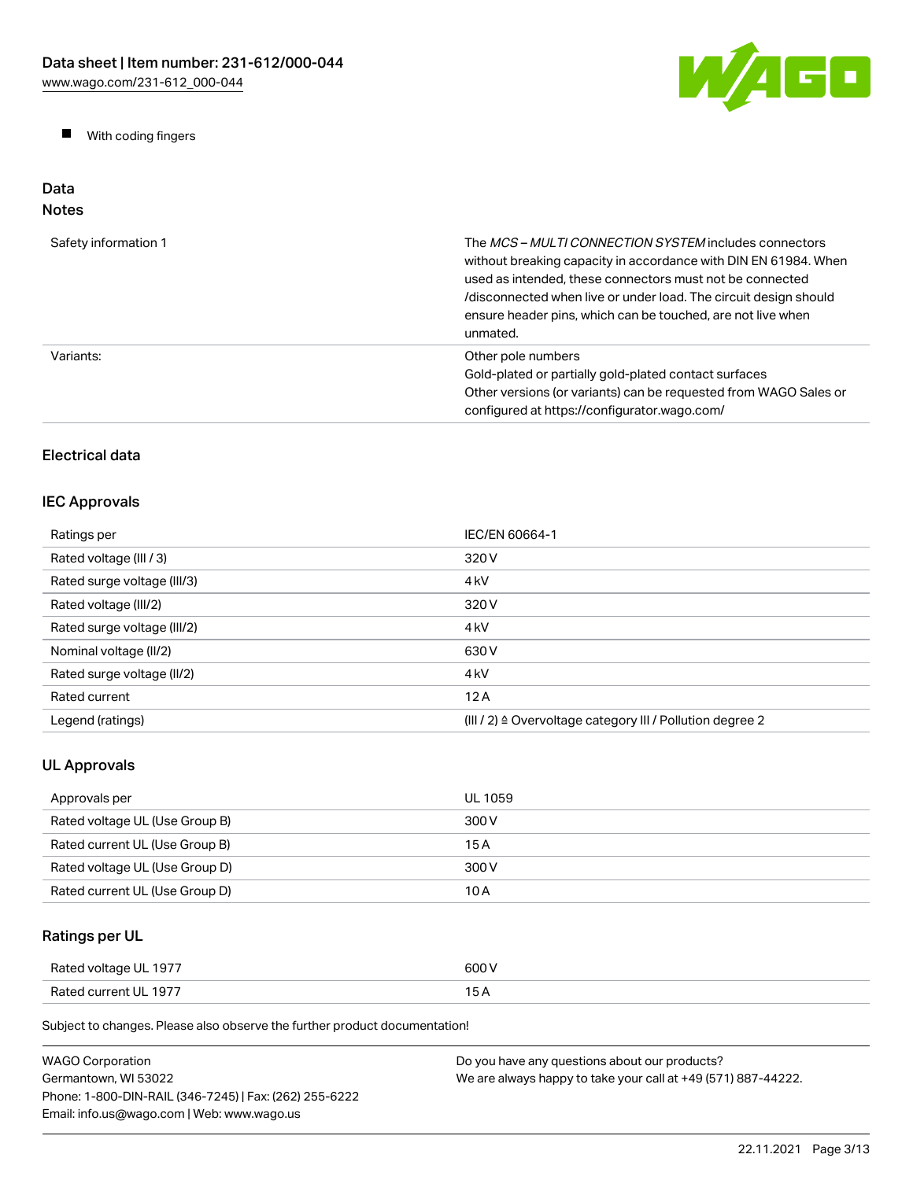- With coding fingers

## Data
### Notes

| | |
|---|---|
| Safety information 1 | The *MCS – MULTI CONNECTION SYSTEM* includes connectors without breaking capacity in accordance with DIN EN 61984. When used as intended, these connectors must not be connected /disconnected when live or under load. The circuit design should ensure header pins, which can be touched, are not live when unmated. |
| Variants: | Other pole numbers<br>Gold-plated or partially gold-plated contact surfaces<br>Other versions (or variants) can be requested from WAGO Sales or configured at https://configurator.wago.com/ |

### Electrical data

### IEC Approvals

| | |
|---|---|
| Ratings per | IEC/EN 60664-1 |
| Rated voltage (III / 3) | 320 V |
| Rated surge voltage (III/3) | 4 kV |
| Rated voltage (III/2) | 320 V |
| Rated surge voltage (III/2) | 4 kV |
| Nominal voltage (II/2) | 630 V |
| Rated surge voltage (II/2) | 4 kV |
| Rated current | 12 A |
| Legend (ratings) | (III / 2) ≙ Overvoltage category III / Pollution degree 2 |

### UL Approvals

| | |
|---|---|
| Approvals per | UL 1059 |
| Rated voltage UL (Use Group B) | 300 V |
| Rated current UL (Use Group B) | 15 A |
| Rated voltage UL (Use Group D) | 300 V |
| Rated current UL (Use Group D) | 10 A |

### Ratings per UL

| | |
|---|---|
| Rated voltage UL 1977 | 600 V |
| Rated current UL 1977 | 15 A |

Subject to changes. Please also observe the further product documentation!

WAGO Corporation
Germantown, WI 53022
Phone: 1-800-DIN-RAIL (346-7245) | Fax: (262) 255-6222
Email: info.us@wago.com | Web: www.wago.us

Do you have any questions about our products?
We are always happy to take your call at +49 (571) 887-44222.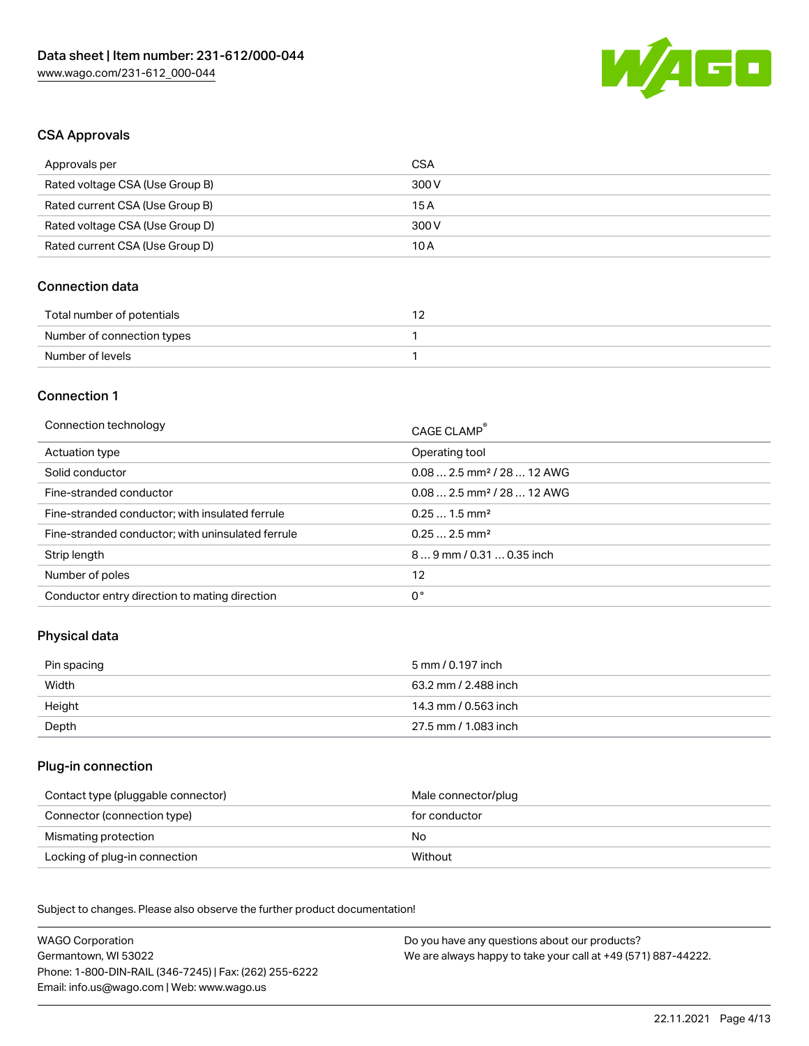## CSA Approvals

| Approvals per | CSA |
|---|---|
| Rated voltage CSA (Use Group B) | 300 V |
| Rated current CSA (Use Group B) | 15 A |
| Rated voltage CSA (Use Group D) | 300 V |
| Rated current CSA (Use Group D) | 10 A |

## Connection data

| Total number of potentials | 12 |
|---|---|
| Number of connection types | 1 |
| Number of levels | 1 |

## Connection 1

| Connection technology | CAGE CLAMP® |
|---|---|
| Actuation type | Operating tool |
| Solid conductor | 0.08 … 2.5 mm² / 28 … 12 AWG |
| Fine-stranded conductor | 0.08 … 2.5 mm² / 28 … 12 AWG |
| Fine-stranded conductor; with insulated ferrule | 0.25 … 1.5 mm² |
| Fine-stranded conductor; with uninsulated ferrule | 0.25 … 2.5 mm² |
| Strip length | 8 … 9 mm / 0.31 … 0.35 inch |
| Number of poles | 12 |
| Conductor entry direction to mating direction | 0 ° |

## Physical data

| Pin spacing | 5 mm / 0.197 inch |
|---|---|
| Width | 63.2 mm / 2.488 inch |
| Height | 14.3 mm / 0.563 inch |
| Depth | 27.5 mm / 1.083 inch |

## Plug-in connection

| Contact type (pluggable connector) | Male connector/plug |
|---|---|
| Connector (connection type) | for conductor |
| Mismating protection | No |
| Locking of plug-in connection | Without |

Subject to changes. Please also observe the further product documentation!

WAGO Corporation
Germantown, WI 53022
Phone: 1-800-DIN-RAIL (346-7245) | Fax: (262) 255-6222
Email: info.us@wago.com | Web: www.wago.us

Do you have any questions about our products?
We are always happy to take your call at +49 (571) 887-44222.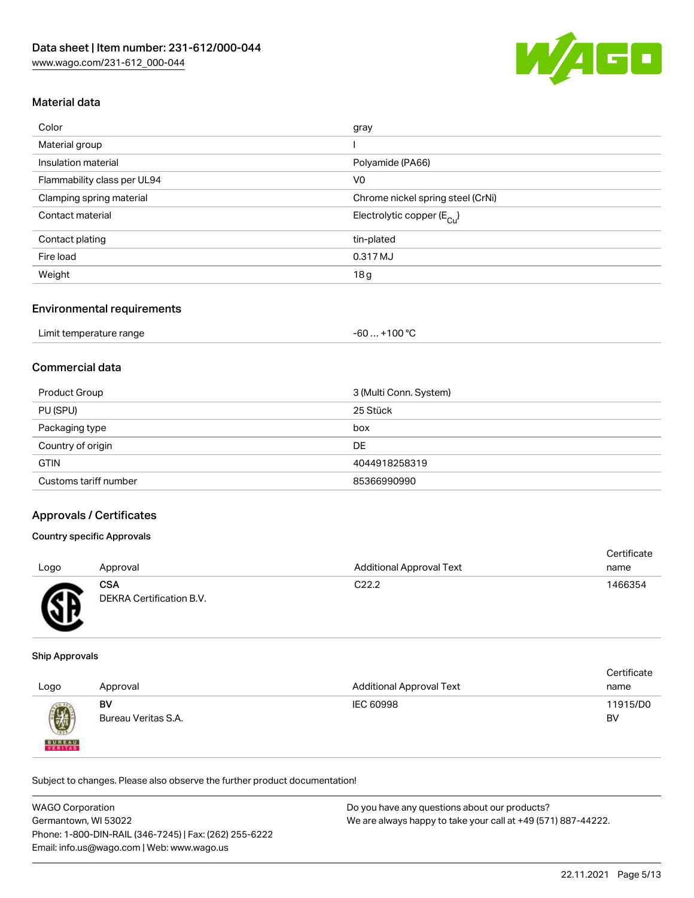## Material data

| | |
|---|---|
| Color | gray |
| Material group | I |
| Insulation material | Polyamide (PA66) |
| Flammability class per UL94 | V0 |
| Clamping spring material | Chrome nickel spring steel (CrNi) |
| Contact material | Electrolytic copper ($E_{Cu}$) |
| Contact plating | tin-plated |
| Fire load | 0.317 MJ |
| Weight | 18 g |

## Environmental requirements

| | |
|---|---|
| Limit temperature range | -60 … +100 °C |

## Commercial data

| | |
|---|---|
| Product Group | 3 (Multi Conn. System) |
| PU (SPU) | 25 Stück |
| Packaging type | box |
| Country of origin | DE |
| GTIN | 4044918258319 |
| Customs tariff number | 85366990990 |

## Approvals / Certificates

### Country specific Approvals

| Logo | Approval | Additional Approval Text | Certificate name |
|---|---|---|---|
| | **CSA** DEKRA Certification B.V. | C22.2 | 1466354 |

### Ship Approvals

| Logo | Approval | Additional Approval Text | Certificate name |
|---|---|---|---|
| | **BV** Bureau Veritas S.A. | IEC 60998 | 11915/D0 BV |

Subject to changes. Please also observe the further product documentation!

WAGO Corporation
Germantown, WI 53022
Phone: 1-800-DIN-RAIL (346-7245) | Fax: (262) 255-6222
Email: info.us@wago.com | Web: www.wago.us

Do you have any questions about our products?
We are always happy to take your call at +49 (571) 887-44222.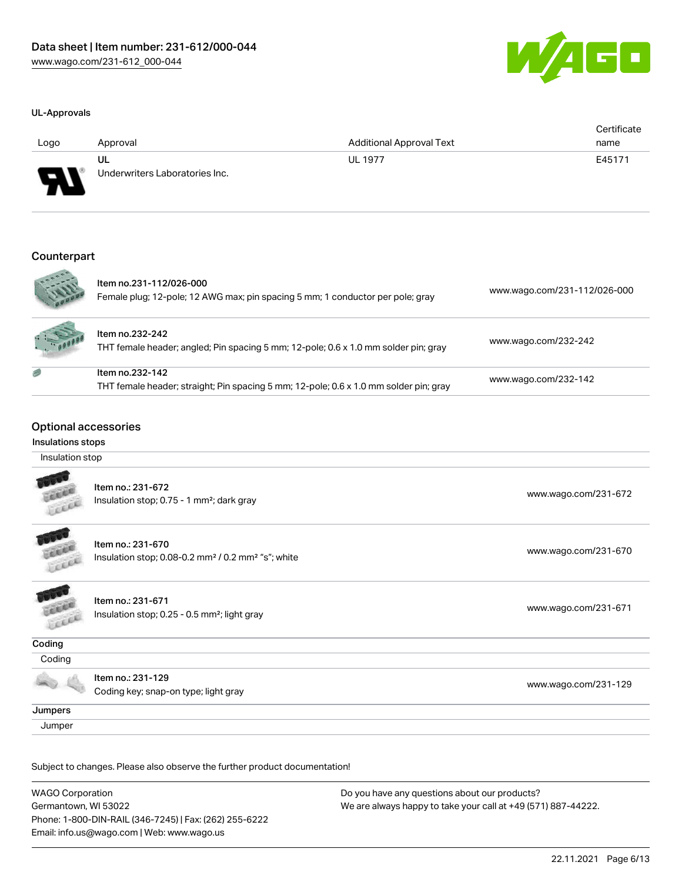## UL-Approvals

| Logo | Approval | Additional Approval Text | Certificate name |
| --- | --- | --- | --- |
| | UL<br>Underwriters Laboratories Inc. | UL 1977 | E45171 |

## Counterpart

| | | |
| --- | --- | --- |
| | Item no.231-112/026-000<br>Female plug; 12-pole; 12 AWG max; pin spacing 5 mm; 1 conductor per pole; gray | www.wago.com/231-112/026-000 |
| | Item no.232-242<br>THT female header; angled; Pin spacing 5 mm; 12-pole; 0.6 x 1.0 mm solder pin; gray | www.wago.com/232-242 |
| | Item no.232-142<br>THT female header; straight; Pin spacing 5 mm; 12-pole; 0.6 x 1.0 mm solder pin; gray | www.wago.com/232-142 |

## Optional accessories

### Insulations stops

Insulation stop

| | | |
| --- | --- | --- |
| | Item no.: 231-672<br>Insulation stop; 0.75 - 1 mm²; dark gray | www.wago.com/231-672 |
| | Item no.: 231-670<br>Insulation stop; 0.08-0.2 mm² / 0.2 mm² "s"; white | www.wago.com/231-670 |
| | Item no.: 231-671<br>Insulation stop; 0.25 - 0.5 mm²; light gray | www.wago.com/231-671 |

### Coding

Coding

| | | |
| --- | --- | --- |
| | Item no.: 231-129<br>Coding key; snap-on type; light gray | www.wago.com/231-129 |

### Jumpers

Jumper

Subject to changes. Please also observe the further product documentation!

WAGO Corporation
Germantown, WI 53022
Phone: 1-800-DIN-RAIL (346-7245) | Fax: (262) 255-6222
Email: info.us@wago.com | Web: www.wago.us

Do you have any questions about our products?
We are always happy to take your call at +49 (571) 887-44222.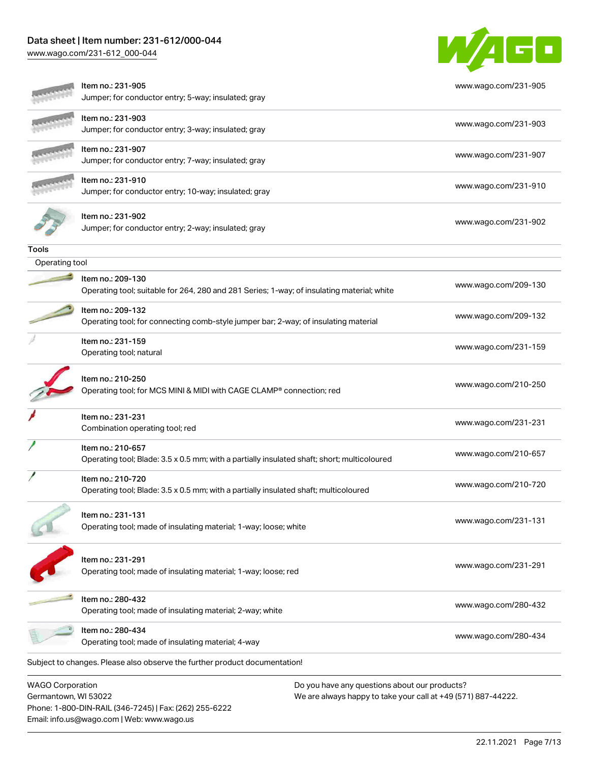| | |
|---|---|
| Item no.: 231-905<br>Jumper; for conductor entry; 5-way; insulated; gray | www.wago.com/231-905 |
| Item no.: 231-903<br>Jumper; for conductor entry; 3-way; insulated; gray | www.wago.com/231-903 |
| Item no.: 231-907<br>Jumper; for conductor entry; 7-way; insulated; gray | www.wago.com/231-907 |
| Item no.: 231-910<br>Jumper; for conductor entry; 10-way; insulated; gray | www.wago.com/231-910 |
| Item no.: 231-902<br>Jumper; for conductor entry; 2-way; insulated; gray | www.wago.com/231-902 |

## Tools

### Operating tool

| | |
|---|---|
| Item no.: 209-130<br>Operating tool; suitable for 264, 280 and 281 Series; 1-way; of insulating material; white | www.wago.com/209-130 |
| Item no.: 209-132<br>Operating tool; for connecting comb-style jumper bar; 2-way; of insulating material | www.wago.com/209-132 |
| Item no.: 231-159<br>Operating tool; natural | www.wago.com/231-159 |
| Item no.: 210-250<br>Operating tool; for MCS MINI & MIDI with CAGE CLAMP® connection; red | www.wago.com/210-250 |
| Item no.: 231-231<br>Combination operating tool; red | www.wago.com/231-231 |
| Item no.: 210-657<br>Operating tool; Blade: 3.5 x 0.5 mm; with a partially insulated shaft; short; multicoloured | www.wago.com/210-657 |
| Item no.: 210-720<br>Operating tool; Blade: 3.5 x 0.5 mm; with a partially insulated shaft; multicoloured | www.wago.com/210-720 |
| Item no.: 231-131<br>Operating tool; made of insulating material; 1-way; loose; white | www.wago.com/231-131 |
| Item no.: 231-291<br>Operating tool; made of insulating material; 1-way; loose; red | www.wago.com/231-291 |
| Item no.: 280-432<br>Operating tool; made of insulating material; 2-way; white | www.wago.com/280-432 |
| Item no.: 280-434<br>Operating tool; made of insulating material; 4-way | www.wago.com/280-434 |

Subject to changes. Please also observe the further product documentation!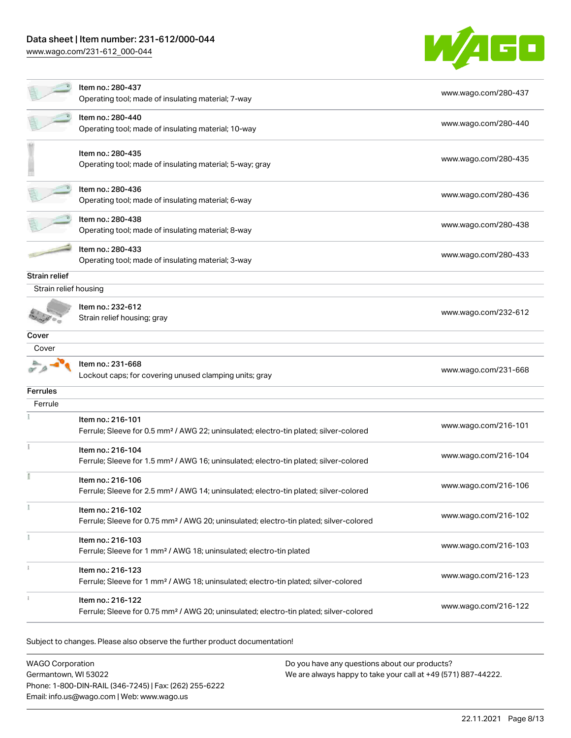| | | |
|---|---|---|
| | Item no.: 280-437<br>Operating tool; made of insulating material; 7-way | www.wago.com/280-437 |
| | Item no.: 280-440<br>Operating tool; made of insulating material; 10-way | www.wago.com/280-440 |
| | Item no.: 280-435<br>Operating tool; made of insulating material; 5-way; gray | www.wago.com/280-435 |
| | Item no.: 280-436<br>Operating tool; made of insulating material; 6-way | www.wago.com/280-436 |
| | Item no.: 280-438<br>Operating tool; made of insulating material; 8-way | www.wago.com/280-438 |
| | Item no.: 280-433<br>Operating tool; made of insulating material; 3-way | www.wago.com/280-433 |

**Strain relief**

Strain relief housing

| | | |
|---|---|---|
| | Item no.: 232-612<br>Strain relief housing; gray | www.wago.com/232-612 |

**Cover**

Cover

| | | |
|---|---|---|
| | Item no.: 231-668<br>Lockout caps; for covering unused clamping units; gray | www.wago.com/231-668 |

**Ferrules**

Ferrule

| | | |
|---|---|---|
| | Item no.: 216-101<br>Ferrule; Sleeve for 0.5 mm² / AWG 22; uninsulated; electro-tin plated; silver-colored | www.wago.com/216-101 |
| | Item no.: 216-104<br>Ferrule; Sleeve for 1.5 mm² / AWG 16; uninsulated; electro-tin plated; silver-colored | www.wago.com/216-104 |
| | Item no.: 216-106<br>Ferrule; Sleeve for 2.5 mm² / AWG 14; uninsulated; electro-tin plated; silver-colored | www.wago.com/216-106 |
| | Item no.: 216-102<br>Ferrule; Sleeve for 0.75 mm² / AWG 20; uninsulated; electro-tin plated; silver-colored | www.wago.com/216-102 |
| | Item no.: 216-103<br>Ferrule; Sleeve for 1 mm² / AWG 18; uninsulated; electro-tin plated | www.wago.com/216-103 |
| | Item no.: 216-123<br>Ferrule; Sleeve for 1 mm² / AWG 18; uninsulated; electro-tin plated; silver-colored | www.wago.com/216-123 |
| | Item no.: 216-122<br>Ferrule; Sleeve for 0.75 mm² / AWG 20; uninsulated; electro-tin plated; silver-colored | www.wago.com/216-122 |

Subject to changes. Please also observe the further product documentation!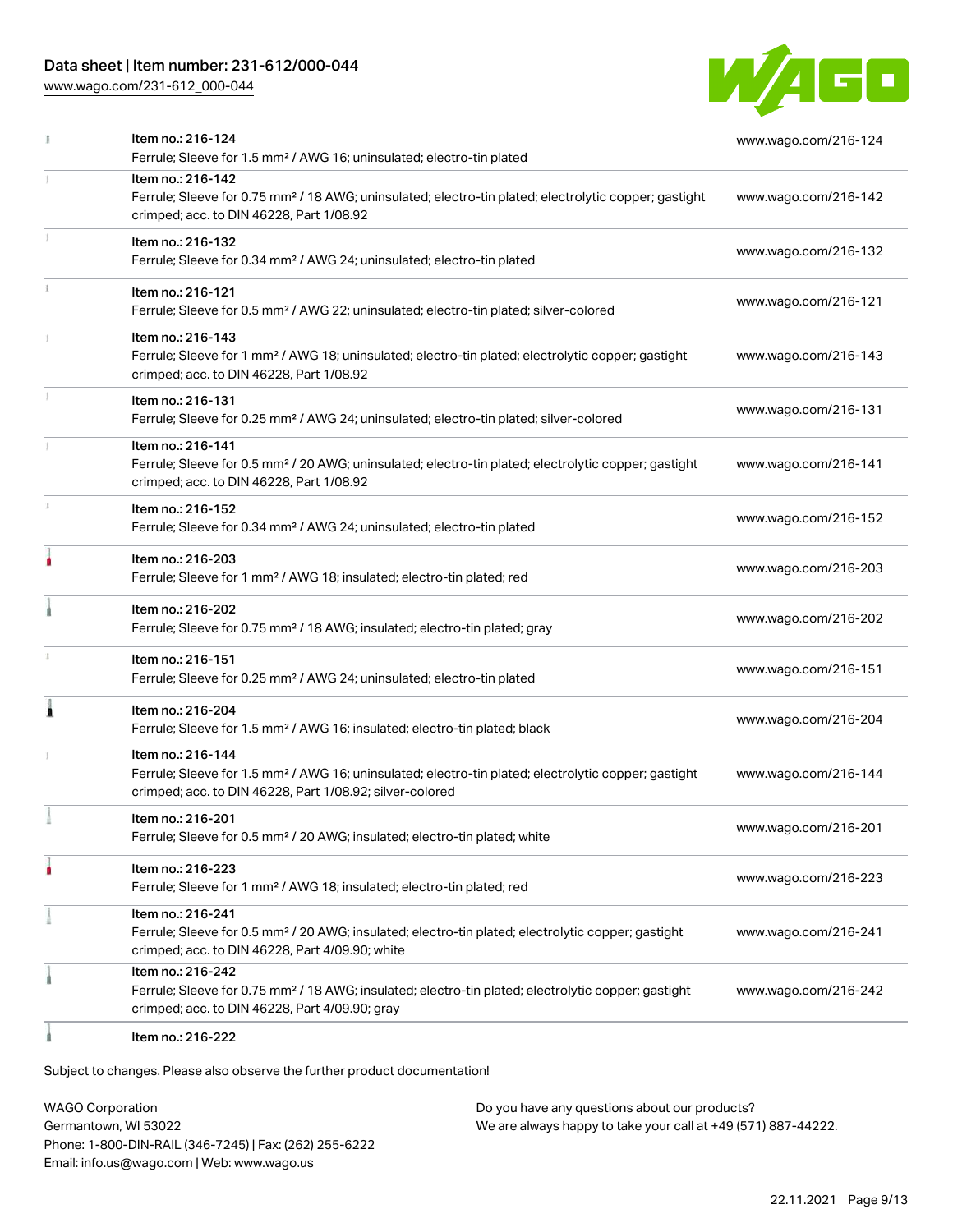| | | |
|---|---|---|
| | Item no.: 216-124<br>Ferrule; Sleeve for 1.5 mm² / AWG 16; uninsulated; electro-tin plated | www.wago.com/216-124 |
| | Item no.: 216-142<br>Ferrule; Sleeve for 0.75 mm² / 18 AWG; uninsulated; electro-tin plated; electrolytic copper; gastight crimped; acc. to DIN 46228, Part 1/08.92 | www.wago.com/216-142 |
| | Item no.: 216-132<br>Ferrule; Sleeve for 0.34 mm² / AWG 24; uninsulated; electro-tin plated | www.wago.com/216-132 |
| | Item no.: 216-121<br>Ferrule; Sleeve for 0.5 mm² / AWG 22; uninsulated; electro-tin plated; silver-colored | www.wago.com/216-121 |
| | Item no.: 216-143<br>Ferrule; Sleeve for 1 mm² / AWG 18; uninsulated; electro-tin plated; electrolytic copper; gastight crimped; acc. to DIN 46228, Part 1/08.92 | www.wago.com/216-143 |
| | Item no.: 216-131<br>Ferrule; Sleeve for 0.25 mm² / AWG 24; uninsulated; electro-tin plated; silver-colored | www.wago.com/216-131 |
| | Item no.: 216-141<br>Ferrule; Sleeve for 0.5 mm² / 20 AWG; uninsulated; electro-tin plated; electrolytic copper; gastight crimped; acc. to DIN 46228, Part 1/08.92 | www.wago.com/216-141 |
| | Item no.: 216-152<br>Ferrule; Sleeve for 0.34 mm² / AWG 24; uninsulated; electro-tin plated | www.wago.com/216-152 |
| | Item no.: 216-203<br>Ferrule; Sleeve for 1 mm² / AWG 18; insulated; electro-tin plated; red | www.wago.com/216-203 |
| | Item no.: 216-202<br>Ferrule; Sleeve for 0.75 mm² / 18 AWG; insulated; electro-tin plated; gray | www.wago.com/216-202 |
| | Item no.: 216-151<br>Ferrule; Sleeve for 0.25 mm² / AWG 24; uninsulated; electro-tin plated | www.wago.com/216-151 |
| | Item no.: 216-204<br>Ferrule; Sleeve for 1.5 mm² / AWG 16; insulated; electro-tin plated; black | www.wago.com/216-204 |
| | Item no.: 216-144<br>Ferrule; Sleeve for 1.5 mm² / AWG 16; uninsulated; electro-tin plated; electrolytic copper; gastight crimped; acc. to DIN 46228, Part 1/08.92; silver-colored | www.wago.com/216-144 |
| | Item no.: 216-201<br>Ferrule; Sleeve for 0.5 mm² / 20 AWG; insulated; electro-tin plated; white | www.wago.com/216-201 |
| | Item no.: 216-223<br>Ferrule; Sleeve for 1 mm² / AWG 18; insulated; electro-tin plated; red | www.wago.com/216-223 |
| | Item no.: 216-241<br>Ferrule; Sleeve for 0.5 mm² / 20 AWG; insulated; electro-tin plated; electrolytic copper; gastight crimped; acc. to DIN 46228, Part 4/09.90; white | www.wago.com/216-241 |
| | Item no.: 216-242<br>Ferrule; Sleeve for 0.75 mm² / 18 AWG; insulated; electro-tin plated; electrolytic copper; gastight crimped; acc. to DIN 46228, Part 4/09.90; gray | www.wago.com/216-242 |
| | Item no.: 216-222 | |

Subject to changes. Please also observe the further product documentation!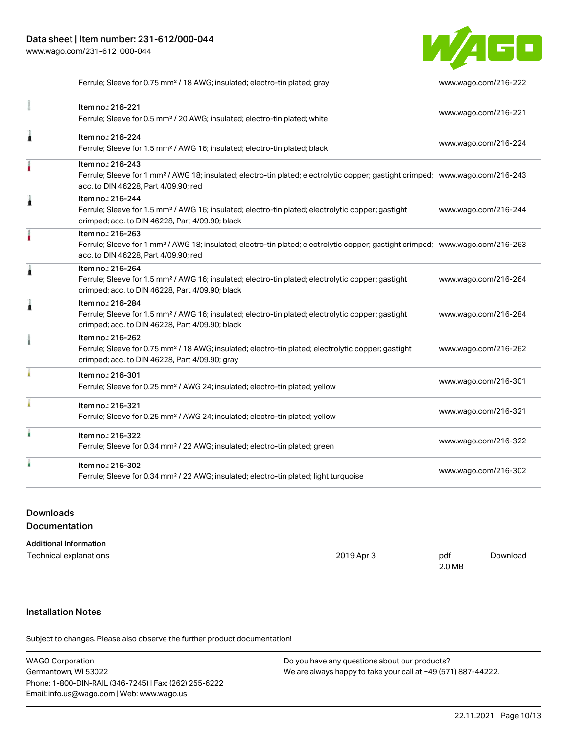| | | |
|---|---|---|
| | Ferrule; Sleeve for 0.75 mm² / 18 AWG; insulated; electro-tin plated; gray | www.wago.com/216-222 |
| | Item no.: 216-221<br>Ferrule; Sleeve for 0.5 mm² / 20 AWG; insulated; electro-tin plated; white | www.wago.com/216-221 |
| | Item no.: 216-224<br>Ferrule; Sleeve for 1.5 mm² / AWG 16; insulated; electro-tin plated; black | www.wago.com/216-224 |
| | Item no.: 216-243<br>Ferrule; Sleeve for 1 mm² / AWG 18; insulated; electro-tin plated; electrolytic copper; gastight crimped; acc. to DIN 46228, Part 4/09.90; red | www.wago.com/216-243 |
| | Item no.: 216-244<br>Ferrule; Sleeve for 1.5 mm² / AWG 16; insulated; electro-tin plated; electrolytic copper; gastight crimped; acc. to DIN 46228, Part 4/09.90; black | www.wago.com/216-244 |
| | Item no.: 216-263<br>Ferrule; Sleeve for 1 mm² / AWG 18; insulated; electro-tin plated; electrolytic copper; gastight crimped; acc. to DIN 46228, Part 4/09.90; red | www.wago.com/216-263 |
| | Item no.: 216-264<br>Ferrule; Sleeve for 1.5 mm² / AWG 16; insulated; electro-tin plated; electrolytic copper; gastight crimped; acc. to DIN 46228, Part 4/09.90; black | www.wago.com/216-264 |
| | Item no.: 216-284<br>Ferrule; Sleeve for 1.5 mm² / AWG 16; insulated; electro-tin plated; electrolytic copper; gastight crimped; acc. to DIN 46228, Part 4/09.90; black | www.wago.com/216-284 |
| | Item no.: 216-262<br>Ferrule; Sleeve for 0.75 mm² / 18 AWG; insulated; electro-tin plated; electrolytic copper; gastight crimped; acc. to DIN 46228, Part 4/09.90; gray | www.wago.com/216-262 |
| | Item no.: 216-301<br>Ferrule; Sleeve for 0.25 mm² / AWG 24; insulated; electro-tin plated; yellow | www.wago.com/216-301 |
| | Item no.: 216-321<br>Ferrule; Sleeve for 0.25 mm² / AWG 24; insulated; electro-tin plated; yellow | www.wago.com/216-321 |
| | Item no.: 216-322<br>Ferrule; Sleeve for 0.34 mm² / 22 AWG; insulated; electro-tin plated; green | www.wago.com/216-322 |
| | Item no.: 216-302<br>Ferrule; Sleeve for 0.34 mm² / 22 AWG; insulated; electro-tin plated; light turquoise | www.wago.com/216-302 |

## Downloads

### Documentation

**Additional Information**

| | | | |
|---|---|---|---|
| Technical explanations | 2019 Apr 3 | pdf<br>2.0 MB | Download |

## Installation Notes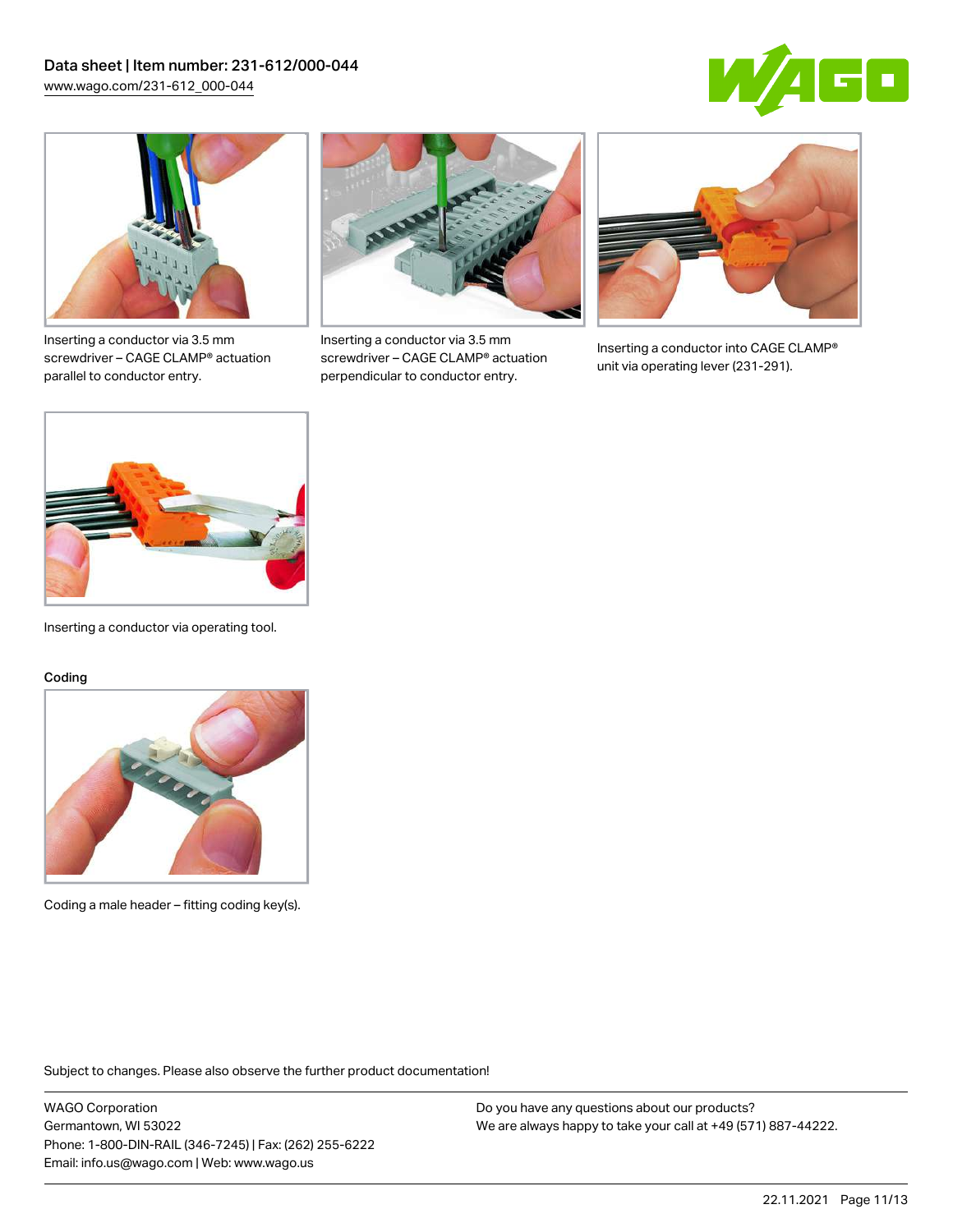Inserting a conductor via 3.5 mm screwdriver – CAGE CLAMP® actuation parallel to conductor entry.

Inserting a conductor via 3.5 mm screwdriver – CAGE CLAMP® actuation perpendicular to conductor entry.

Inserting a conductor into CAGE CLAMP® unit via operating lever (231-291).

Inserting a conductor via operating tool.

## Coding

Coding a male header – fitting coding key(s).

Subject to changes. Please also observe the further product documentation!

WAGO Corporation
Germantown, WI 53022
Phone: 1-800-DIN-RAIL (346-7245) | Fax: (262) 255-6222
Email: info.us@wago.com | Web: www.wago.us

Do you have any questions about our products?
We are always happy to take your call at +49 (571) 887-44222.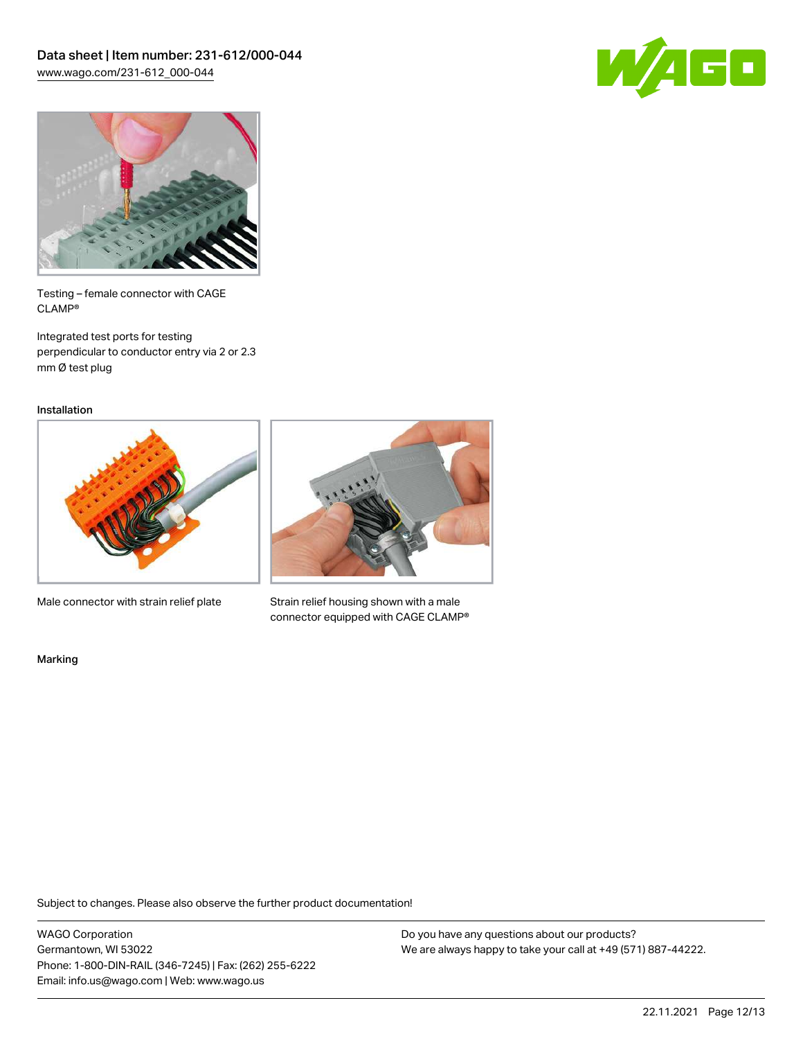Testing – female connector with CAGE CLAMP®

Integrated test ports for testing perpendicular to conductor entry via 2 or 2.3 mm Ø test plug

## Installation

Male connector with strain relief plate

Strain relief housing shown with a male connector equipped with CAGE CLAMP®

## Marking

Subject to changes. Please also observe the further product documentation!

WAGO Corporation
Germantown, WI 53022
Phone: 1-800-DIN-RAIL (346-7245) | Fax: (262) 255-6222
Email: info.us@wago.com | Web: www.wago.us

Do you have any questions about our products?
We are always happy to take your call at +49 (571) 887-44222.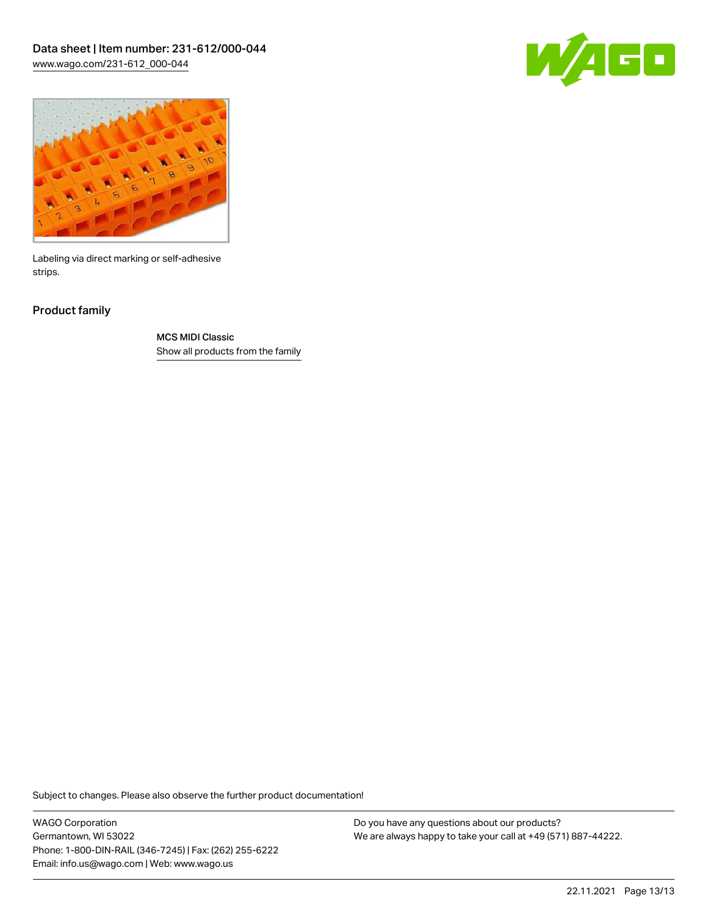Labeling via direct marking or self-adhesive strips.

## Product family

**MCS MIDI Classic**
Show all products from the family

Subject to changes. Please also observe the further product documentation!

WAGO Corporation
Germantown, WI 53022
Phone: 1-800-DIN-RAIL (346-7245) | Fax: (262) 255-6222
Email: info.us@wago.com | Web: www.wago.us

Do you have any questions about our products?
We are always happy to take your call at +49 (571) 887-44222.